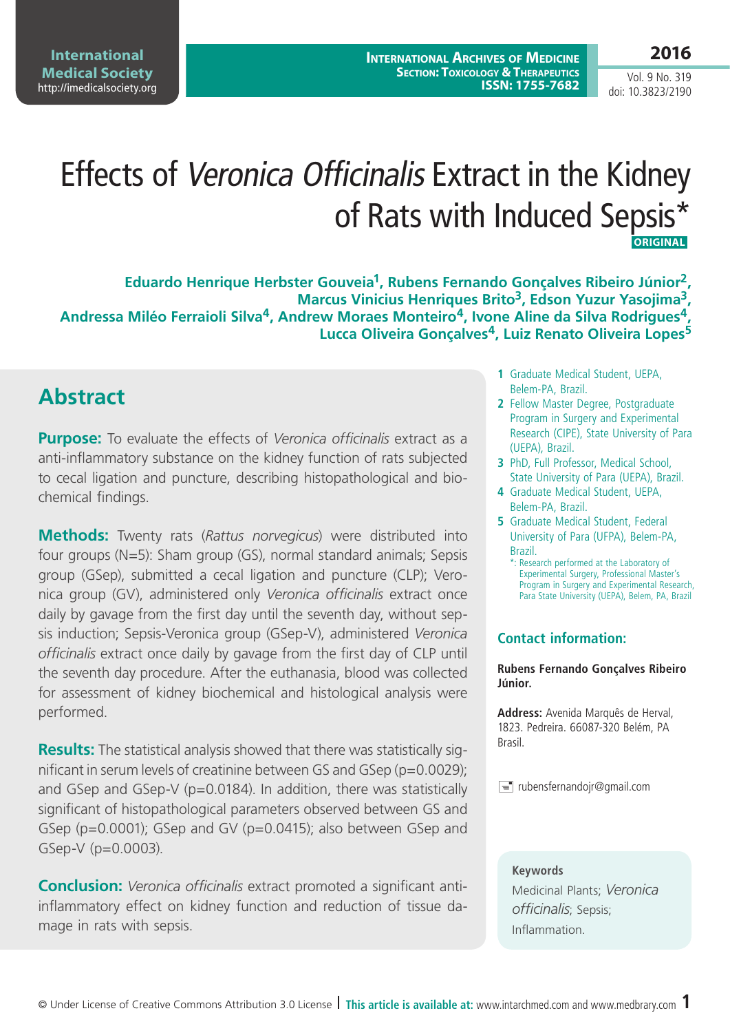# Effects of *Veronica Officinalis* Extract in the Kidney of Rats with Induced Sepsis*

ORIGINAL

**Eduardo Henrique Herbster Gouveia[1], Rubens Fernando Gonçalves Ribeiro Júnior[2], Marcus Vinicius Henriques Brito[3], Edson Yuzur Yasojima[3], Andressa Miléo Ferraioli Silva[4], Andrew Moraes Monteiro[4], Ivone Aline da Silva Rodrigues[4], Lucca Oliveira Gonçalves[4], Luiz Renato Oliveira Lopes[5]**

1. Graduate Medical Student, UEPA, Belem-PA, Brazil.
2. Fellow Master Degree, Postgraduate Program in Surgery and Experimental Research (CIPE), State University of Para (UEPA), Brazil.
3. PhD, Full Professor, Medical School, State University of Para (UEPA), Brazil.
4. Graduate Medical Student, UEPA, Belem-PA, Brazil.
5. Graduate Medical Student, Federal University of Para (UFPA), Belem-PA, Brazil.

*: Research performed at the Laboratory of Experimental Surgery, Professional Master's Program in Surgery and Experimental Research, Para State University (UEPA), Belem, PA, Brazil

## Abstract

**Purpose:** To evaluate the effects of *Veronica officinalis* extract as a anti-inflammatory substance on the kidney function of rats subjected to cecal ligation and puncture, describing histopathological and biochemical findings.

**Methods:** Twenty rats (*Rattus norvegicus*) were distributed into four groups (N=5): Sham group (GS), normal standard animals; Sepsis group (GSep), submitted a cecal ligation and puncture (CLP); Veronica group (GV), administered only *Veronica officinalis* extract once daily by gavage from the first day until the seventh day, without sepsis induction; Sepsis-Veronica group (GSep-V), administered *Veronica officinalis* extract once daily by gavage from the first day of CLP until the seventh day procedure. After the euthanasia, blood was collected for assessment of kidney biochemical and histological analysis were performed.

**Results:** The statistical analysis showed that there was statistically significant in serum levels of creatinine between GS and GSep ($p=0.0029$); and GSep and GSep-V ($p=0.0184$). In addition, there was statistically significant of histopathological parameters observed between GS and GSep ($p=0.0001$); GSep and GV ($p=0.0415$); also between GSep and GSep-V ($p=0.0003$).

**Conclusion:** *Veronica officinalis* extract promoted a significant anti-inflammatory effect on kidney function and reduction of tissue damage in rats with sepsis.

### Contact information:

**Rubens Fernando Gonçalves Ribeiro Júnior.**

**Address:** Avenida Marquês de Herval, 1823. Pedreira. 66087-320 Belém, PA Brasil.

rubensfernandojr@gmail.com

### Keywords

Medicinal Plants; *Veronica officinalis*; Sepsis; Inflammation.

© Under License of Creative Commons Attribution 3.0 License | **This article is available at:** www.intarchmed.com and www.medbrary.com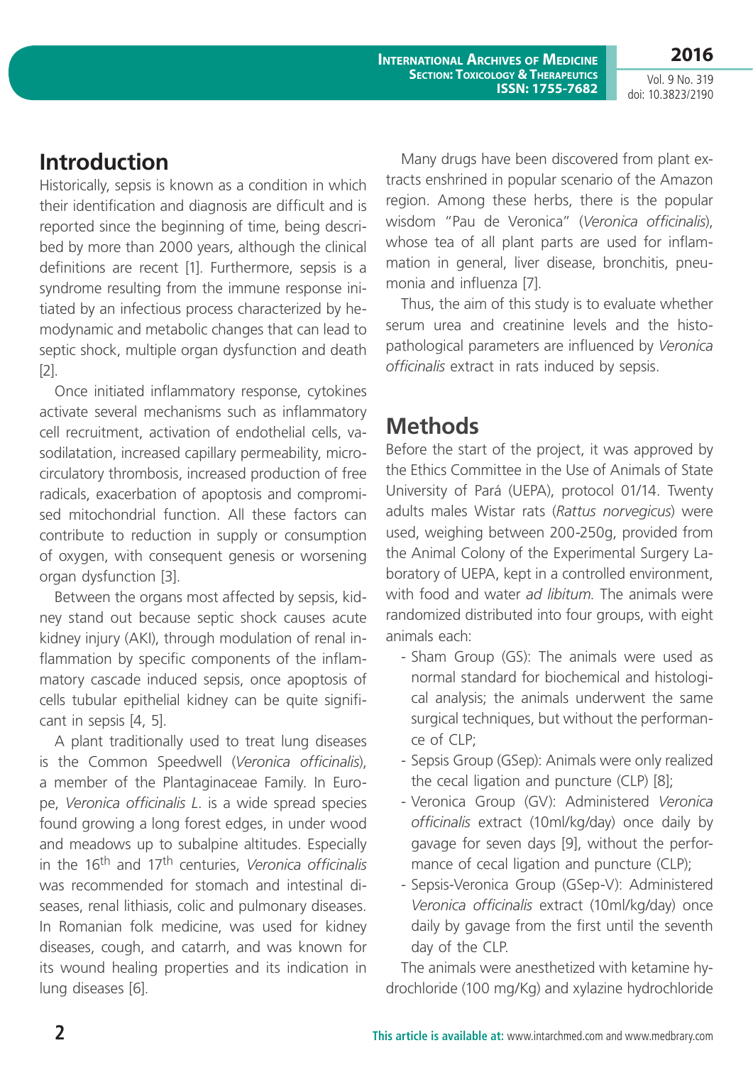## Introduction

Historically, sepsis is known as a condition in which their identification and diagnosis are difficult and is reported since the beginning of time, being described by more than 2000 years, although the clinical definitions are recent [1]. Furthermore, sepsis is a syndrome resulting from the immune response initiated by an infectious process characterized by hemodynamic and metabolic changes that can lead to septic shock, multiple organ dysfunction and death [2].

Once initiated inflammatory response, cytokines activate several mechanisms such as inflammatory cell recruitment, activation of endothelial cells, vasodilatation, increased capillary permeability, microcirculatory thrombosis, increased production of free radicals, exacerbation of apoptosis and compromised mitochondrial function. All these factors can contribute to reduction in supply or consumption of oxygen, with consequent genesis or worsening organ dysfunction [3].

Between the organs most affected by sepsis, kidney stand out because septic shock causes acute kidney injury (AKI), through modulation of renal inflammation by specific components of the inflammatory cascade induced sepsis, once apoptosis of cells tubular epithelial kidney can be quite significant in sepsis [4, 5].

A plant traditionally used to treat lung diseases is the Common Speedwell (*Veronica officinalis*), a member of the Plantaginaceae Family. In Europe, *Veronica officinalis L.* is a wide spread species found growing a long forest edges, in under wood and meadows up to subalpine altitudes. Especially in the 16th and 17th centuries, *Veronica officinalis* was recommended for stomach and intestinal diseases, renal lithiasis, colic and pulmonary diseases. In Romanian folk medicine, was used for kidney diseases, cough, and catarrh, and was known for its wound healing properties and its indication in lung diseases [6].

Many drugs have been discovered from plant extracts enshrined in popular scenario of the Amazon region. Among these herbs, there is the popular wisdom "Pau de Veronica" (*Veronica officinalis*), whose tea of all plant parts are used for inflammation in general, liver disease, bronchitis, pneumonia and influenza [7].

Thus, the aim of this study is to evaluate whether serum urea and creatinine levels and the histopathological parameters are influenced by *Veronica officinalis* extract in rats induced by sepsis.

## Methods

Before the start of the project, it was approved by the Ethics Committee in the Use of Animals of State University of Pará (UEPA), protocol 01/14. Twenty adults males Wistar rats (*Rattus norvegicus*) were used, weighing between 200-250g, provided from the Animal Colony of the Experimental Surgery Laboratory of UEPA, kept in a controlled environment, with food and water *ad libitum*. The animals were randomized distributed into four groups, with eight animals each:

- Sham Group (GS): The animals were used as normal standard for biochemical and histological analysis; the animals underwent the same surgical techniques, but without the performance of CLP;
- Sepsis Group (GSep): Animals were only realized the cecal ligation and puncture (CLP) [8];
- Veronica Group (GV): Administered *Veronica officinalis* extract (10ml/kg/day) once daily by gavage for seven days [9], without the performance of cecal ligation and puncture (CLP);
- Sepsis-Veronica Group (GSep-V): Administered *Veronica officinalis* extract (10ml/kg/day) once daily by gavage from the first until the seventh day of the CLP.

The animals were anesthetized with ketamine hydrochloride (100 mg/Kg) and xylazine hydrochloride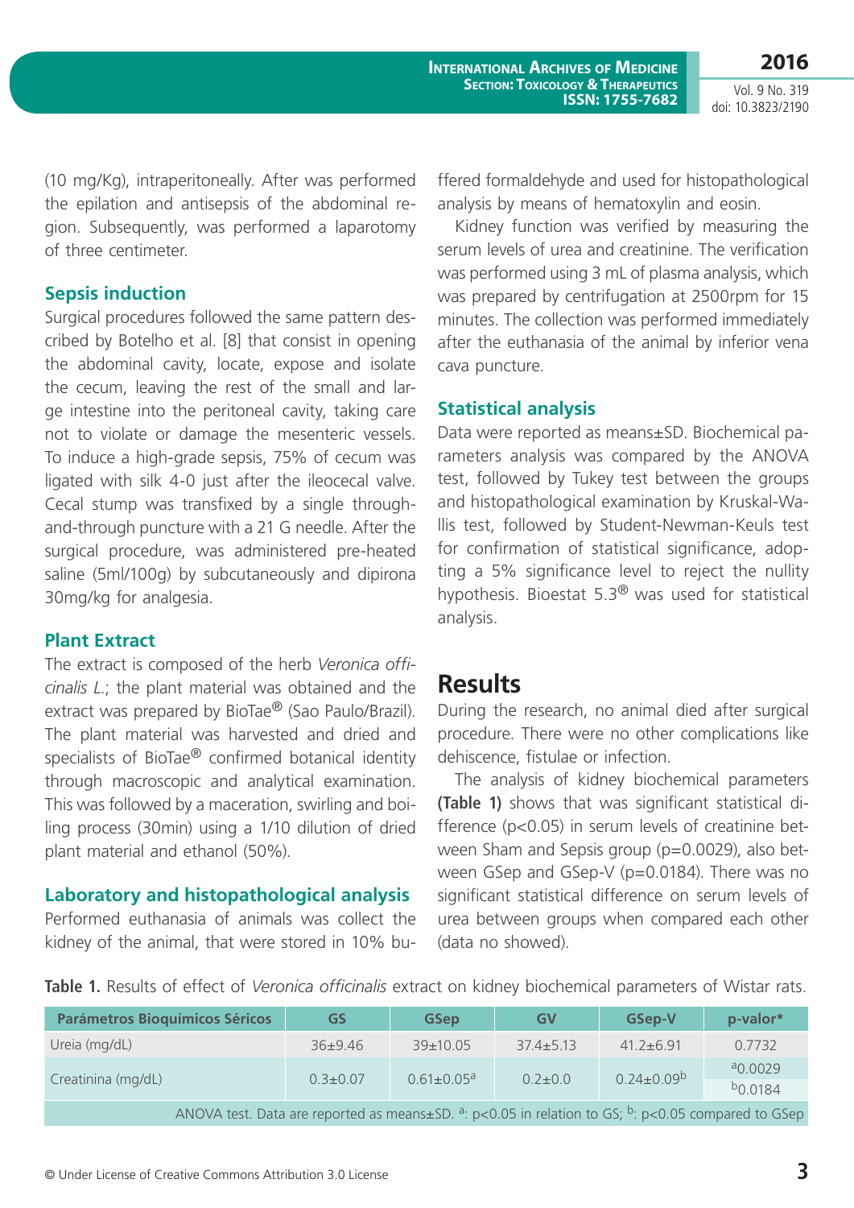(10 mg/Kg), intraperitoneally. After was performed the epilation and antisepsis of the abdominal region. Subsequently, was performed a laparotomy of three centimeter.

### Sepsis induction

Surgical procedures followed the same pattern described by Botelho et al. [8] that consist in opening the abdominal cavity, locate, expose and isolate the cecum, leaving the rest of the small and large intestine into the peritoneal cavity, taking care not to violate or damage the mesenteric vessels. To induce a high-grade sepsis, 75% of cecum was ligated with silk 4-0 just after the ileocecal valve. Cecal stump was transfixed by a single through-and-through puncture with a 21 G needle. After the surgical procedure, was administered pre-heated saline (5ml/100g) by subcutaneously and dipirona 30mg/kg for analgesia.

### Plant Extract

The extract is composed of the herb *Veronica officinalis L.*; the plant material was obtained and the extract was prepared by BioTae® (Sao Paulo/Brazil). The plant material was harvested and dried and specialists of BioTae® confirmed botanical identity through macroscopic and analytical examination. This was followed by a maceration, swirling and boiling process (30min) using a 1/10 dilution of dried plant material and ethanol (50%).

### Laboratory and histopathological analysis

Performed euthanasia of animals was collect the kidney of the animal, that were stored in 10% buffered formaldehyde and used for histopathological analysis by means of hematoxylin and eosin.

Kidney function was verified by measuring the serum levels of urea and creatinine. The verification was performed using 3 mL of plasma analysis, which was prepared by centrifugation at 2500rpm for 15 minutes. The collection was performed immediately after the euthanasia of the animal by inferior vena cava puncture.

### Statistical analysis

Data were reported as means±SD. Biochemical parameters analysis was compared by the ANOVA test, followed by Tukey test between the groups and histopathological examination by Kruskal-Wallis test, followed by Student-Newman-Keuls test for confirmation of statistical significance, adopting a 5% significance level to reject the nullity hypothesis. Bioestat 5.3® was used for statistical analysis.

## Results

During the research, no animal died after surgical procedure. There were no other complications like dehiscence, fistulae or infection.

The analysis of kidney biochemical parameters **(Table 1)** shows that was significant statistical difference ($p<0.05$) in serum levels of creatinine between Sham and Sepsis group ($p=0.0029$), also between GSep and GSep-V ($p=0.0184$). There was no significant statistical difference on serum levels of urea between groups when compared each other (data no showed).

**Table 1.** Results of effect of *Veronica officinalis* extract on kidney biochemical parameters of Wistar rats.

| Parámetros Bioquímicos Séricos | GS | GSep | GV | GSep-V | p-valor* |
|---|---|---|---|---|---|
| Ureia (mg/dL) | 36±9.46 | 39±10.05 | 37.4±5.13 | 41.2±6.91 | 0.7732 |
| Creatinina (mg/dL) | 0.3±0.07 | 0.61±0.05[a] | 0.2±0.0 | 0.24±0.09[b] | [a]0.0029<br>[b]0.0184 |

ANOVA test. Data are reported as means±SD. [a]: $p<0.05$ in relation to GS; [b]: $p<0.05$ compared to GSep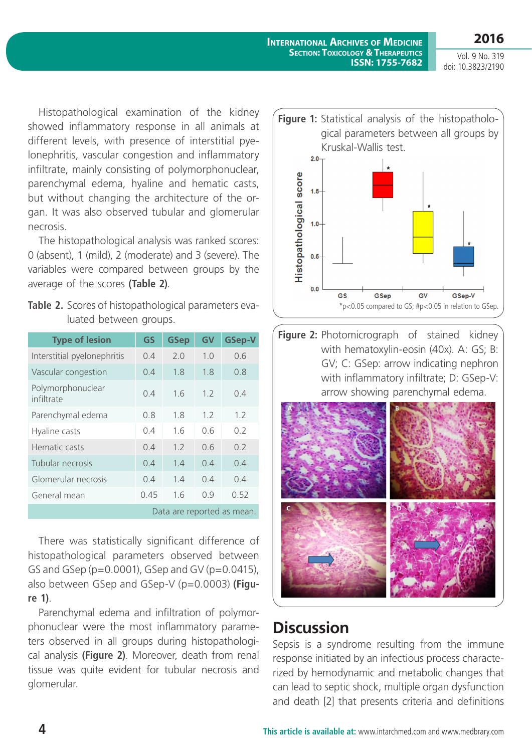Histopathological examination of the kidney showed inflammatory response in all animals at different levels, with presence of interstitial pyelonephritis, vascular congestion and inflammatory infiltrate, mainly consisting of polymorphonuclear, parenchymal edema, hyaline and hematic casts, but without changing the architecture of the organ. It was also observed tubular and glomerular necrosis.

The histopathological analysis was ranked scores: 0 (absent), 1 (mild), 2 (moderate) and 3 (severe). The variables were compared between groups by the average of the scores **(Table 2)**.

**Table 2.** Scores of histopathological parameters evaluated between groups.

| Type of lesion | GS | GSep | GV | GSep-V |
|---|---|---|---|---|
| Interstitial pyelonephritis | 0.4 | 2.0 | 1.0 | 0.6 |
| Vascular congestion | 0.4 | 1.8 | 1.8 | 0.8 |
| Polymorphonuclear infiltrate | 0.4 | 1.6 | 1.2 | 0.4 |
| Parenchymal edema | 0.8 | 1.8 | 1.2 | 1.2 |
| Hyaline casts | 0.4 | 1.6 | 0.6 | 0.2 |
| Hematic casts | 0.4 | 1.2 | 0.6 | 0.2 |
| Tubular necrosis | 0.4 | 1.4 | 0.4 | 0.4 |
| Glomerular necrosis | 0.4 | 1.4 | 0.4 | 0.4 |
| General mean | 0.45 | 1.6 | 0.9 | 0.52 |

Data are reported as mean.

There was statistically significant difference of histopathological parameters observed between GS and GSep ($p=0.0001$), GSep and GV ($p=0.0415$), also between GSep and GSep-V ($p=0.0003$) **(Figure 1)**.

Parenchymal edema and infiltration of polymorphonuclear were the most inflammatory parameters observed in all groups during histopathological analysis **(Figure 2)**. Moreover, death from renal tissue was quite evident for tubular necrosis and glomerular.

**Figure 1:** Statistical analysis of the histopathological parameters between all groups by Kruskal-Wallis test.

*p<0.05 compared to GS; #p<0.05 in relation to GSep.

**Figure 2:** Photomicrograph of stained kidney with hematoxylin-eosin (40x). A: GS; B: GV; C: GSep: arrow indicating nephron with inflammatory infiltrate; D: GSep-V: arrow showing parenchymal edema.

## Discussion

Sepsis is a syndrome resulting from the immune response initiated by an infectious process characterized by hemodynamic and metabolic changes that can lead to septic shock, multiple organ dysfunction and death [2] that presents criteria and definitions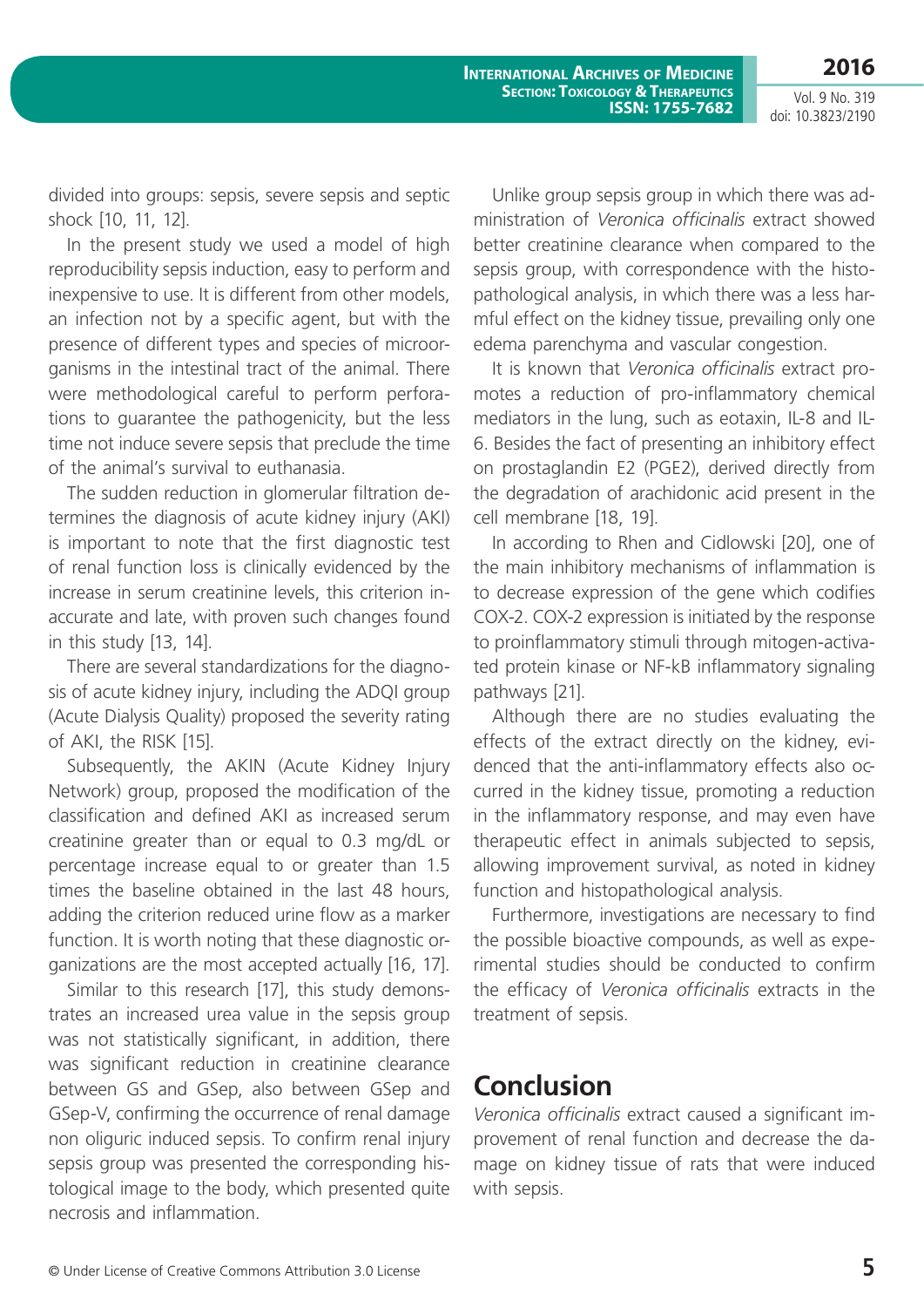divided into groups: sepsis, severe sepsis and septic shock [10, 11, 12].

In the present study we used a model of high reproducibility sepsis induction, easy to perform and inexpensive to use. It is different from other models, an infection not by a specific agent, but with the presence of different types and species of microorganisms in the intestinal tract of the animal. There were methodological careful to perform perforations to guarantee the pathogenicity, but the less time not induce severe sepsis that preclude the time of the animal's survival to euthanasia.

The sudden reduction in glomerular filtration determines the diagnosis of acute kidney injury (AKI) is important to note that the first diagnostic test of renal function loss is clinically evidenced by the increase in serum creatinine levels, this criterion inaccurate and late, with proven such changes found in this study [13, 14].

There are several standardizations for the diagnosis of acute kidney injury, including the ADQI group (Acute Dialysis Quality) proposed the severity rating of AKI, the RISK [15].

Subsequently, the AKIN (Acute Kidney Injury Network) group, proposed the modification of the classification and defined AKI as increased serum creatinine greater than or equal to 0.3 mg/dL or percentage increase equal to or greater than 1.5 times the baseline obtained in the last 48 hours, adding the criterion reduced urine flow as a marker function. It is worth noting that these diagnostic organizations are the most accepted actually [16, 17].

Similar to this research [17], this study demonstrates an increased urea value in the sepsis group was not statistically significant, in addition, there was significant reduction in creatinine clearance between GS and GSep, also between GSep and GSep-V, confirming the occurrence of renal damage non oliguric induced sepsis. To confirm renal injury sepsis group was presented the corresponding histological image to the body, which presented quite necrosis and inflammation.

Unlike group sepsis group in which there was administration of *Veronica officinalis* extract showed better creatinine clearance when compared to the sepsis group, with correspondence with the histopathological analysis, in which there was a less harmful effect on the kidney tissue, prevailing only one edema parenchyma and vascular congestion.

It is known that *Veronica officinalis* extract promotes a reduction of pro-inflammatory chemical mediators in the lung, such as eotaxin, IL-8 and IL-6. Besides the fact of presenting an inhibitory effect on prostaglandin E2 (PGE2), derived directly from the degradation of arachidonic acid present in the cell membrane [18, 19].

In according to Rhen and Cidlowski [20], one of the main inhibitory mechanisms of inflammation is to decrease expression of the gene which codifies COX-2. COX-2 expression is initiated by the response to proinflammatory stimuli through mitogen-activated protein kinase or NF-kB inflammatory signaling pathways [21].

Although there are no studies evaluating the effects of the extract directly on the kidney, evidenced that the anti-inflammatory effects also occurred in the kidney tissue, promoting a reduction in the inflammatory response, and may even have therapeutic effect in animals subjected to sepsis, allowing improvement survival, as noted in kidney function and histopathological analysis.

Furthermore, investigations are necessary to find the possible bioactive compounds, as well as experimental studies should be conducted to confirm the efficacy of *Veronica officinalis* extracts in the treatment of sepsis.

## Conclusion

*Veronica officinalis* extract caused a significant improvement of renal function and decrease the damage on kidney tissue of rats that were induced with sepsis.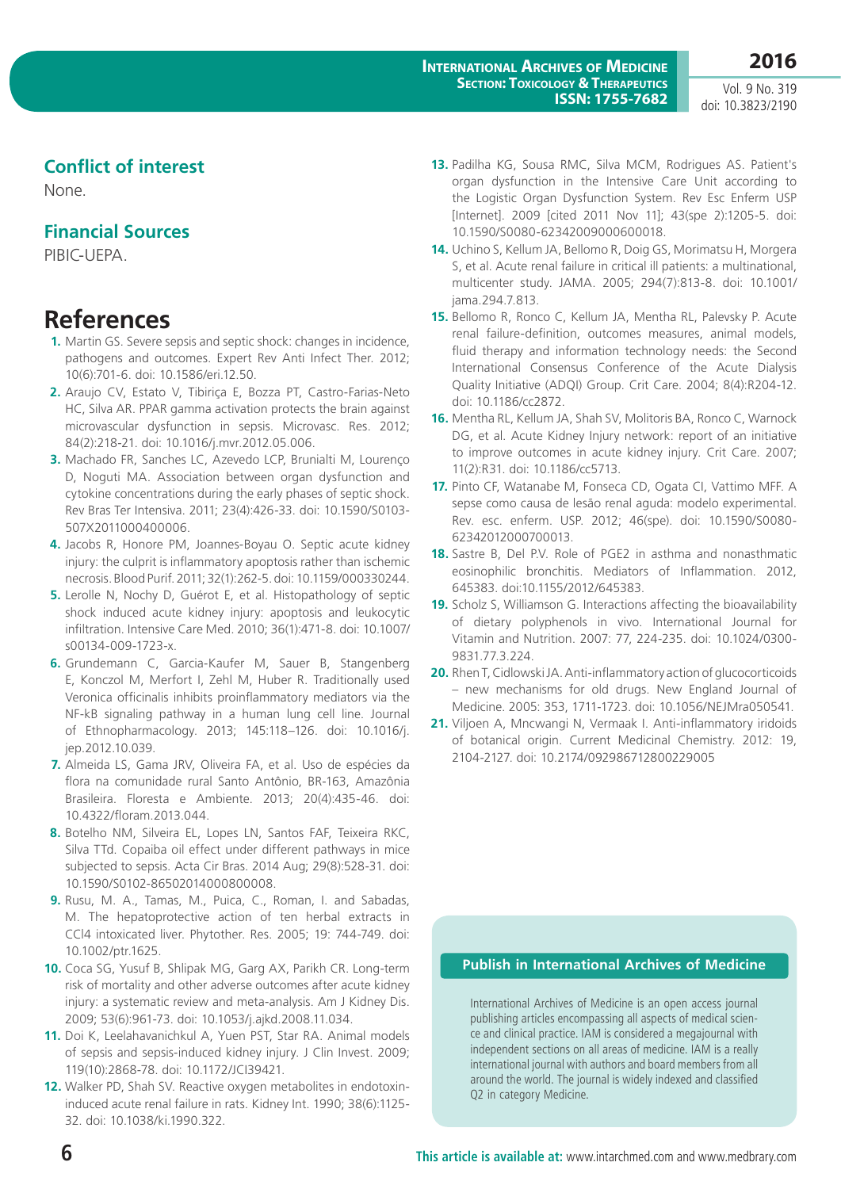## Conflict of interest

None.

## Financial Sources

PIBIC-UEPA.

# References

1. Martin GS. Severe sepsis and septic shock: changes in incidence, pathogens and outcomes. Expert Rev Anti Infect Ther. 2012; 10(6):701-6. doi: 10.1586/eri.12.50.
2. Araujo CV, Estato V, Tibiriça E, Bozza PT, Castro-Farias-Neto HC, Silva AR. PPAR gamma activation protects the brain against microvascular dysfunction in sepsis. Microvasc. Res. 2012; 84(2):218-21. doi: 10.1016/j.mvr.2012.05.006.
3. Machado FR, Sanches LC, Azevedo LCP, Brunialti M, Lourenço D, Noguti MA. Association between organ dysfunction and cytokine concentrations during the early phases of septic shock. Rev Bras Ter Intensiva. 2011; 23(4):426-33. doi: 10.1590/S0103-507X2011000400006.
4. Jacobs R, Honore PM, Joannes-Boyau O. Septic acute kidney injury: the culprit is inflammatory apoptosis rather than ischemic necrosis. Blood Purif. 2011; 32(1):262-5. doi: 10.1159/000330244.
5. Lerolle N, Nochy D, Guérot E, et al. Histopathology of septic shock induced acute kidney injury: apoptosis and leukocytic infiltration. Intensive Care Med. 2010; 36(1):471-8. doi: 10.1007/s00134-009-1723-x.
6. Grundemann C, Garcia-Kaufer M, Sauer B, Stangenberg E, Konczol M, Merfort I, Zehl M, Huber R. Traditionally used Veronica officinalis inhibits proinflammatory mediators via the NF-kB signaling pathway in a human lung cell line. Journal of Ethnopharmacology. 2013; 145:118–126. doi: 10.1016/j.jep.2012.10.039.
7. Almeida LS, Gama JRV, Oliveira FA, et al. Uso de espécies da flora na comunidade rural Santo Antônio, BR-163, Amazônia Brasileira. Floresta e Ambiente. 2013; 20(4):435-46. doi: 10.4322/floram.2013.044.
8. Botelho NM, Silveira EL, Lopes LN, Santos FAF, Teixeira RKC, Silva TTd. Copaiba oil effect under different pathways in mice subjected to sepsis. Acta Cir Bras. 2014 Aug; 29(8):528-31. doi: 10.1590/S0102-86502014000800008.
9. Rusu, M. A., Tamas, M., Puica, C., Roman, I. and Sabadas, M. The hepatoprotective action of ten herbal extracts in CCl4 intoxicated liver. Phytother. Res. 2005; 19: 744-749. doi: 10.1002/ptr.1625.
10. Coca SG, Yusuf B, Shlipak MG, Garg AX, Parikh CR. Long-term risk of mortality and other adverse outcomes after acute kidney injury: a systematic review and meta-analysis. Am J Kidney Dis. 2009; 53(6):961-73. doi: 10.1053/j.ajkd.2008.11.034.
11. Doi K, Leelahavanichkul A, Yuen PST, Star RA. Animal models of sepsis and sepsis-induced kidney injury. J Clin Invest. 2009; 119(10):2868-78. doi: 10.1172/JCI39421.
12. Walker PD, Shah SV. Reactive oxygen metabolites in endotoxin-induced acute renal failure in rats. Kidney Int. 1990; 38(6):1125-32. doi: 10.1038/ki.1990.322.
13. Padilha KG, Sousa RMC, Silva MCM, Rodrigues AS. Patient's organ dysfunction in the Intensive Care Unit according to the Logistic Organ Dysfunction System. Rev Esc Enferm USP [Internet]. 2009 [cited 2011 Nov 11]; 43(spe 2):1205-5. doi: 10.1590/S0080-62342009000600018.
14. Uchino S, Kellum JA, Bellomo R, Doig GS, Morimatsu H, Morgera S, et al. Acute renal failure in critical ill patients: a multinational, multicenter study. JAMA. 2005; 294(7):813-8. doi: 10.1001/jama.294.7.813.
15. Bellomo R, Ronco C, Kellum JA, Mentha RL, Palevsky P. Acute renal failure-definition, outcomes measures, animal models, fluid therapy and information technology needs: the Second International Consensus Conference of the Acute Dialysis Quality Initiative (ADQI) Group. Crit Care. 2004; 8(4):R204-12. doi: 10.1186/cc2872.
16. Mentha RL, Kellum JA, Shah SV, Molitoris BA, Ronco C, Warnock DG, et al. Acute Kidney Injury network: report of an initiative to improve outcomes in acute kidney injury. Crit Care. 2007; 11(2):R31. doi: 10.1186/cc5713.
17. Pinto CF, Watanabe M, Fonseca CD, Ogata CI, Vattimo MFF. A sepse como causa de lesão renal aguda: modelo experimental. Rev. esc. enferm. USP. 2012; 46(spe). doi: 10.1590/S0080-62342012000700013.
18. Sastre B, Del P.V. Role of PGE2 in asthma and nonasthmatic eosinophilic bronchitis. Mediators of Inflammation. 2012, 645383. doi:10.1155/2012/645383.
19. Scholz S, Williamson G. Interactions affecting the bioavailability of dietary polyphenols in vivo. International Journal for Vitamin and Nutrition. 2007: 77, 224-235. doi: 10.1024/0300-9831.77.3.224.
20. Rhen T, Cidlowski JA. Anti-inflammatory action of glucocorticoids – new mechanisms for old drugs. New England Journal of Medicine. 2005: 353, 1711-1723. doi: 10.1056/NEJMra050541.
21. Viljoen A, Mncwangi N, Vermaak I. Anti-inflammatory iridoids of botanical origin. Current Medicinal Chemistry. 2012: 19, 2104-2127. doi: 10.2174/092986712800229005

**Publish in International Archives of Medicine**

International Archives of Medicine is an open access journal publishing articles encompassing all aspects of medical science and clinical practice. IAM is considered a megajournal with independent sections on all areas of medicine. IAM is a really international journal with authors and board members from all around the world. The journal is widely indexed and classified Q2 in category Medicine.

**This article is available at:** www.intarchmed.com and www.medbrary.com